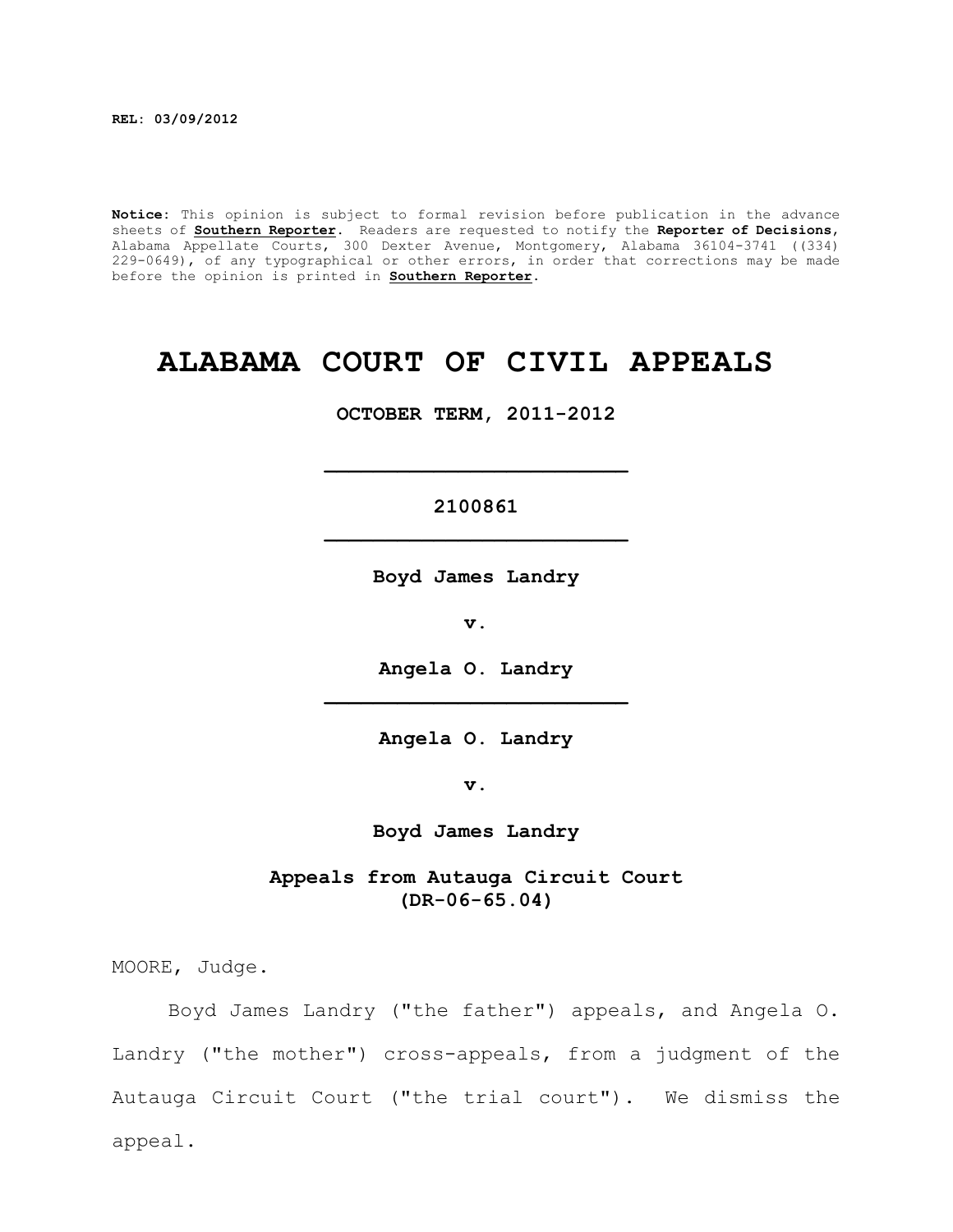REL: 03/09/2012

**Notice:** This opinion is subject to formal revision before publication in the advance sheets of **Southern Reporter**. Readers are requested to notify the **Reporter of Decisions**, Alabama Appellate Courts, 300 Dexter Avenue, Montgomery, Alabama 36104-3741 ((334) 229-0649), of any typographical or other errors, in order that corrections may be made before the opinion is printed in **Southern Reporter**.

# ALABAMA COURT OF CIVIL APPEALS

**OCTOBER TERM, 2011-2012**

---

**2100861**

---

**Boyd James Landry**

**v.**

**Angela O. Landry**

---

**Angela O. Landry**

**v.**

**Boyd James Landry**

**Appeals from Autauga Circuit Court (DR-06-65.04)**

MOORE, Judge.

Boyd James Landry ("the father") appeals, and Angela O. Landry ("the mother") cross-appeals, from a judgment of the Autauga Circuit Court ("the trial court"). We dismiss the appeal.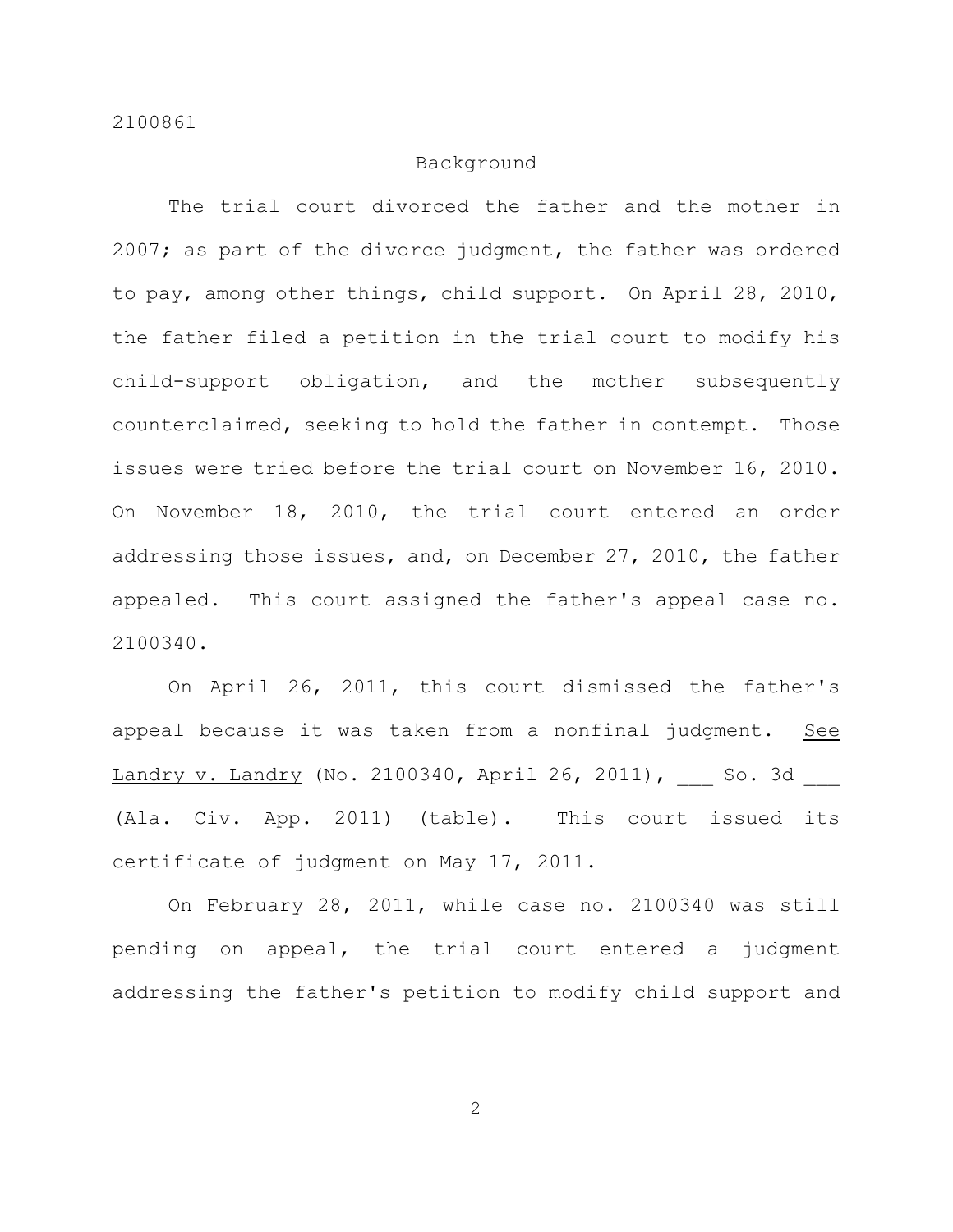## Background

The trial court divorced the father and the mother in 2007; as part of the divorce judgment, the father was ordered to pay, among other things, child support. On April 28, 2010, the father filed a petition in the trial court to modify his child-support obligation, and the mother subsequently counterclaimed, seeking to hold the father in contempt. Those issues were tried before the trial court on November 16, 2010. On November 18, 2010, the trial court entered an order addressing those issues, and, on December 27, 2010, the father appealed. This court assigned the father's appeal case no. 2100340.

On April 26, 2011, this court dismissed the father's appeal because it was taken from a nonfinal judgment. See Landry v. Landry (No. 2100340, April 26, 2011), ___ So. 3d ___ (Ala. Civ. App. 2011) (table). This court issued its certificate of judgment on May 17, 2011.

On February 28, 2011, while case no. 2100340 was still pending on appeal, the trial court entered a judgment addressing the father's petition to modify child support and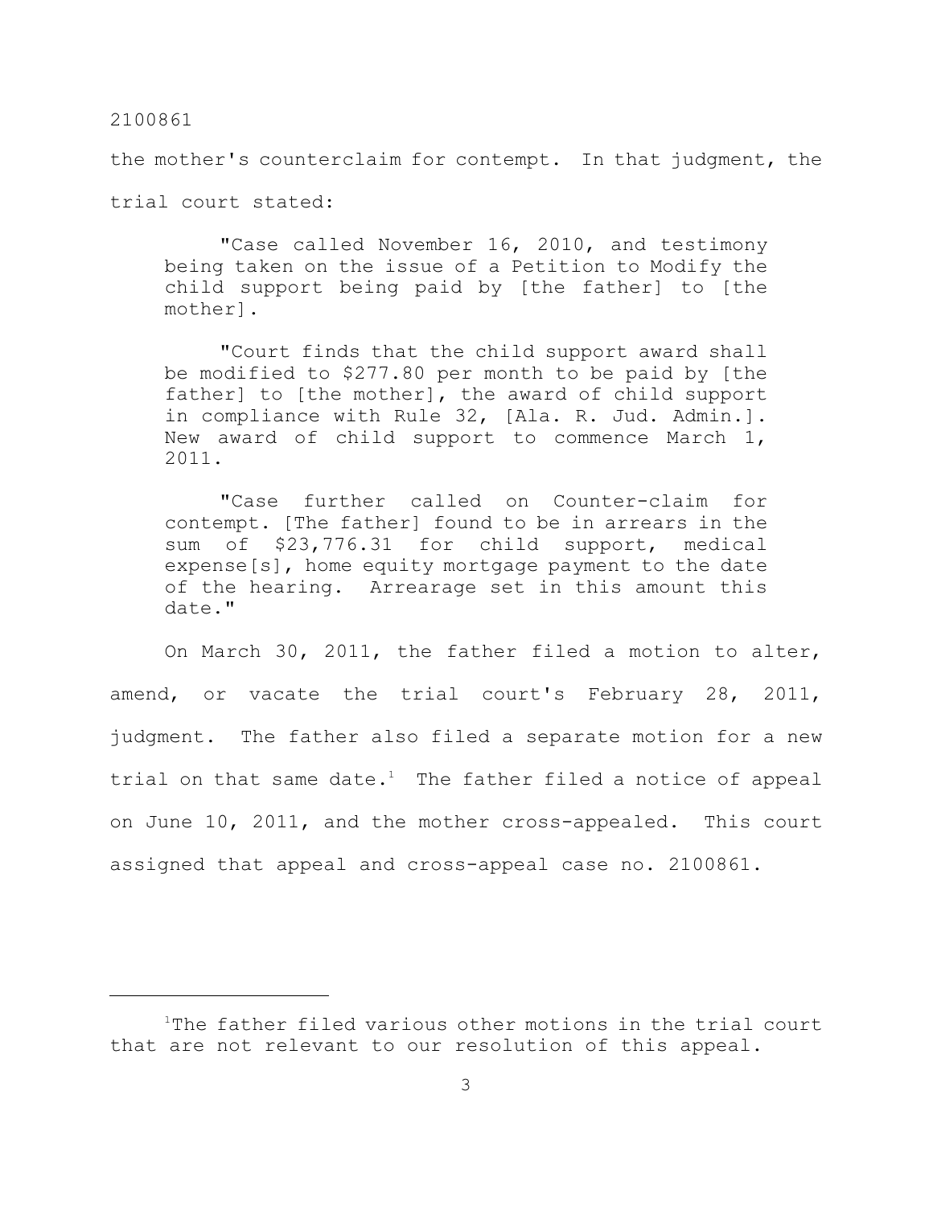the mother's counterclaim for contempt. In that judgment, the trial court stated:

> "Case called November 16, 2010, and testimony being taken on the issue of a Petition to Modify the child support being paid by [the father] to [the mother].
>
> "Court finds that the child support award shall be modified to $277.80 per month to be paid by [the father] to [the mother], the award of child support in compliance with Rule 32, [Ala. R. Jud. Admin.]. New award of child support to commence March 1, 2011.
>
> "Case further called on Counter-claim for contempt. [The father] found to be in arrears in the sum of $23,776.31 for child support, medical expense[s], home equity mortgage payment to the date of the hearing. Arrearage set in this amount this date."

On March 30, 2011, the father filed a motion to alter, amend, or vacate the trial court's February 28, 2011, judgment. The father also filed a separate motion for a new trial on that same date.[1] The father filed a notice of appeal on June 10, 2011, and the mother cross-appealed. This court assigned that appeal and cross-appeal case no. 2100861.

---

[1]The father filed various other motions in the trial court that are not relevant to our resolution of this appeal.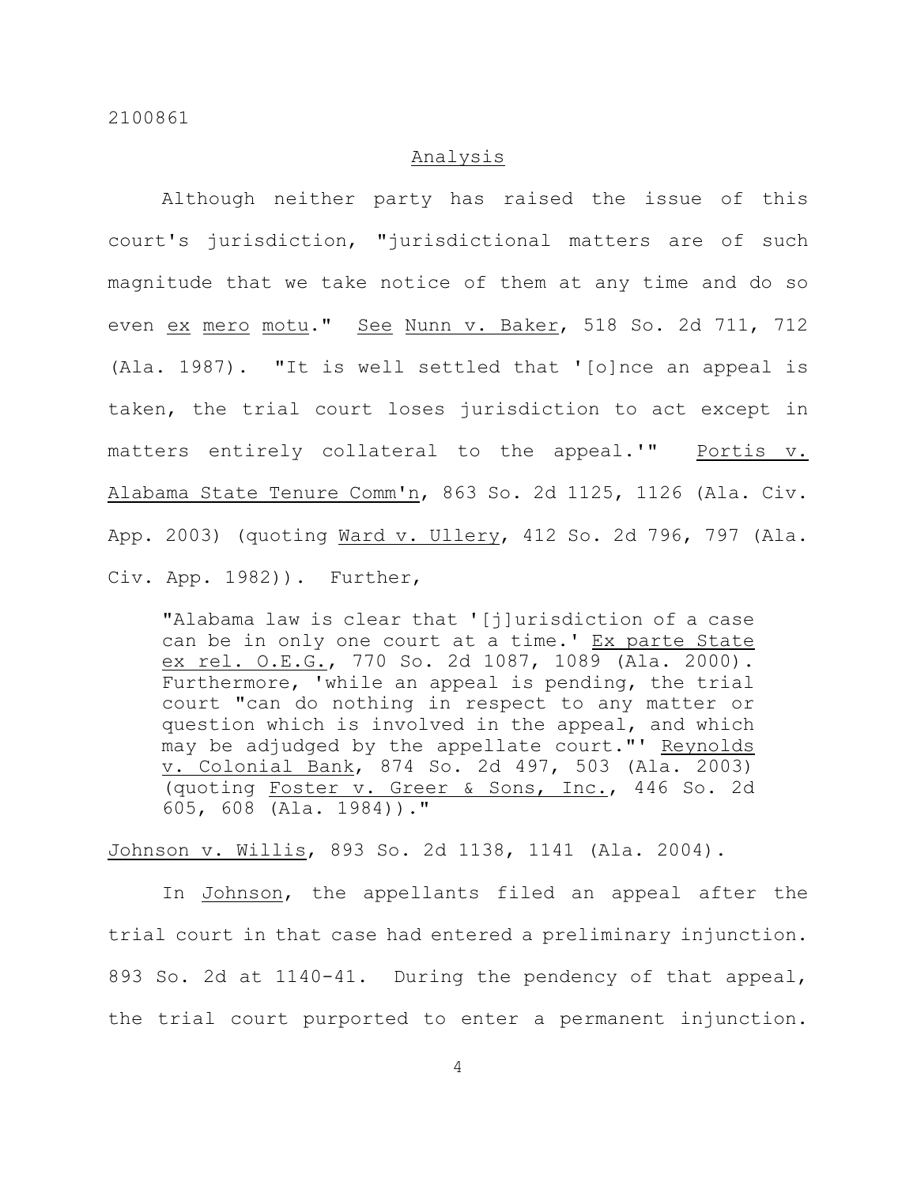## Analysis

Although neither party has raised the issue of this court's jurisdiction, "jurisdictional matters are of such magnitude that we take notice of them at any time and do so even _ex mero motu_." _See_ _Nunn v. Baker_, 518 So. 2d 711, 712 (Ala. 1987). "It is well settled that '[o]nce an appeal is taken, the trial court loses jurisdiction to act except in matters entirely collateral to the appeal.'" _Portis v. Alabama State Tenure Comm'n_, 863 So. 2d 1125, 1126 (Ala. Civ. App. 2003) (quoting _Ward v. Ullery_, 412 So. 2d 796, 797 (Ala. Civ. App. 1982)). Further,

> "Alabama law is clear that '[j]urisdiction of a case can be in only one court at a time.' _Ex parte State ex rel. O.E.G._, 770 So. 2d 1087, 1089 (Ala. 2000). Furthermore, 'while an appeal is pending, the trial court "can do nothing in respect to any matter or question which is involved in the appeal, and which may be adjudged by the appellate court."' _Reynolds v. Colonial Bank_, 874 So. 2d 497, 503 (Ala. 2003) (quoting _Foster v. Greer & Sons, Inc._, 446 So. 2d 605, 608 (Ala. 1984))."

_Johnson v. Willis_, 893 So. 2d 1138, 1141 (Ala. 2004).

In _Johnson_, the appellants filed an appeal after the trial court in that case had entered a preliminary injunction. 893 So. 2d at 1140-41. During the pendency of that appeal, the trial court purported to enter a permanent injunction.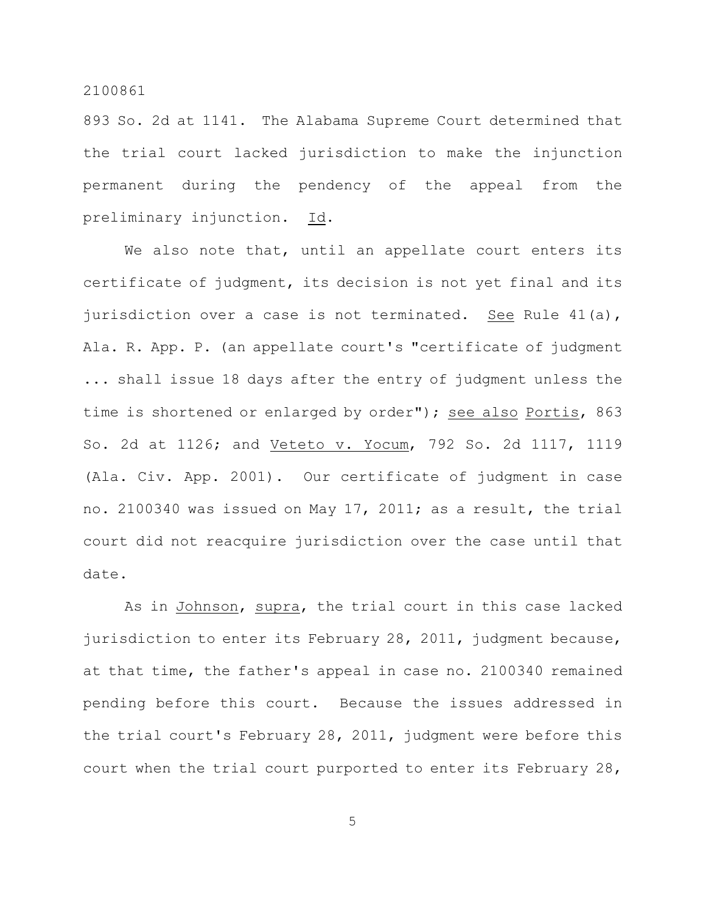893 So. 2d at 1141. The Alabama Supreme Court determined that the trial court lacked jurisdiction to make the injunction permanent during the pendency of the appeal from the preliminary injunction. Id.

We also note that, until an appellate court enters its certificate of judgment, its decision is not yet final and its jurisdiction over a case is not terminated. See Rule 41(a), Ala. R. App. P. (an appellate court's "certificate of judgment ... shall issue 18 days after the entry of judgment unless the time is shortened or enlarged by order"); see also Portis, 863 So. 2d at 1126; and Veteto v. Yocum, 792 So. 2d 1117, 1119 (Ala. Civ. App. 2001). Our certificate of judgment in case no. 2100340 was issued on May 17, 2011; as a result, the trial court did not reacquire jurisdiction over the case until that date.

As in Johnson, supra, the trial court in this case lacked jurisdiction to enter its February 28, 2011, judgment because, at that time, the father's appeal in case no. 2100340 remained pending before this court. Because the issues addressed in the trial court's February 28, 2011, judgment were before this court when the trial court purported to enter its February 28,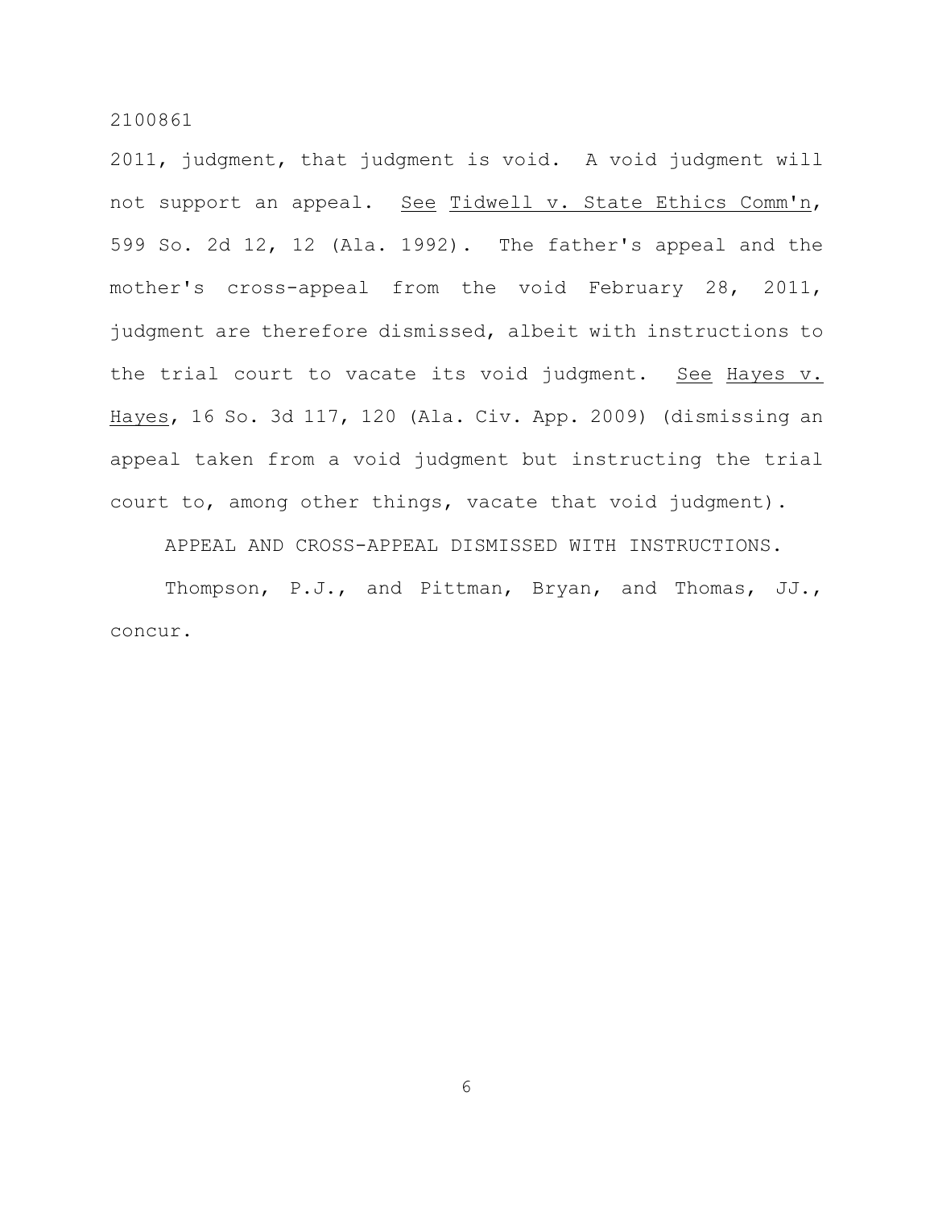2011, judgment, that judgment is void. A void judgment will not support an appeal. See Tidwell v. State Ethics Comm'n, 599 So. 2d 12, 12 (Ala. 1992). The father's appeal and the mother's cross-appeal from the void February 28, 2011, judgment are therefore dismissed, albeit with instructions to the trial court to vacate its void judgment. See Hayes v. Hayes, 16 So. 3d 117, 120 (Ala. Civ. App. 2009) (dismissing an appeal taken from a void judgment but instructing the trial court to, among other things, vacate that void judgment).

APPEAL AND CROSS-APPEAL DISMISSED WITH INSTRUCTIONS.

Thompson, P.J., and Pittman, Bryan, and Thomas, JJ., concur.